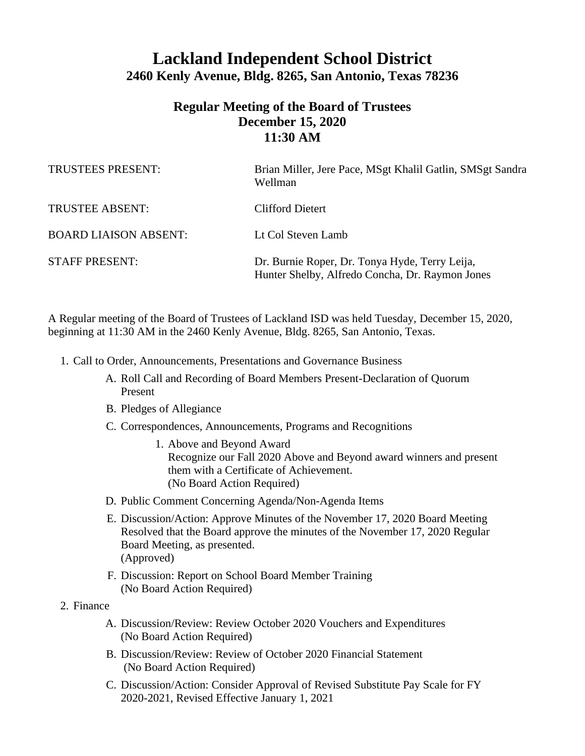# Lackland Independent School District
## 2460 Kenly Avenue, Bldg. 8265, San Antonio, Texas 78236

### Regular Meeting of the Board of Trustees
### December 15, 2020
### 11:30 AM

| | |
|---|---|
| TRUSTEES PRESENT: | Brian Miller, Jere Pace, MSgt Khalil Gatlin, SMSgt Sandra Wellman |
| TRUSTEE ABSENT: | Clifford Dietert |
| BOARD LIAISON ABSENT: | Lt Col Steven Lamb |
| STAFF PRESENT: | Dr. Burnie Roper, Dr. Tonya Hyde, Terry Leija, Hunter Shelby, Alfredo Concha, Dr. Raymon Jones |

A Regular meeting of the Board of Trustees of Lackland ISD was held Tuesday, December 15, 2020, beginning at 11:30 AM in the 2460 Kenly Avenue, Bldg. 8265, San Antonio, Texas.

1. Call to Order, Announcements, Presentations and Governance Business
   - A. Roll Call and Recording of Board Members Present-Declaration of Quorum Present
   - B. Pledges of Allegiance
   - C. Correspondences, Announcements, Programs and Recognitions
     1. Above and Beyond Award
        Recognize our Fall 2020 Above and Beyond award winners and present them with a Certificate of Achievement.
        (No Board Action Required)
   - D. Public Comment Concerning Agenda/Non-Agenda Items
   - E. Discussion/Action: Approve Minutes of the November 17, 2020 Board Meeting
     Resolved that the Board approve the minutes of the November 17, 2020 Regular Board Meeting, as presented.
     (Approved)
   - F. Discussion: Report on School Board Member Training
     (No Board Action Required)
2. Finance
   - A. Discussion/Review: Review October 2020 Vouchers and Expenditures
     (No Board Action Required)
   - B. Discussion/Review: Review of October 2020 Financial Statement
     (No Board Action Required)
   - C. Discussion/Action: Consider Approval of Revised Substitute Pay Scale for FY 2020-2021, Revised Effective January 1, 2021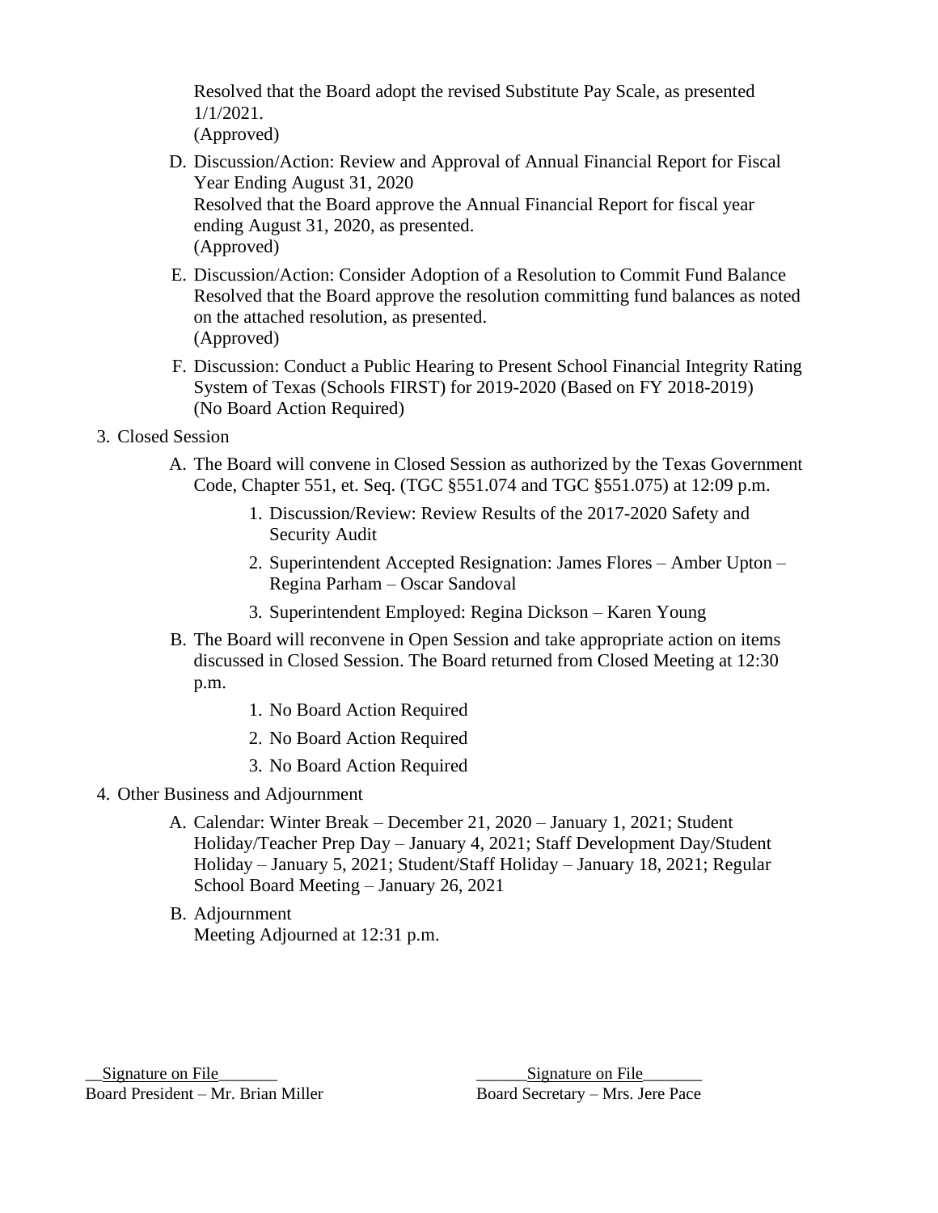Resolved that the Board adopt the revised Substitute Pay Scale, as presented 1/1/2021.
(Approved)

D. Discussion/Action: Review and Approval of Annual Financial Report for Fiscal Year Ending August 31, 2020
   Resolved that the Board approve the Annual Financial Report for fiscal year ending August 31, 2020, as presented.
   (Approved)

E. Discussion/Action: Consider Adoption of a Resolution to Commit Fund Balance
   Resolved that the Board approve the resolution committing fund balances as noted on the attached resolution, as presented.
   (Approved)

F. Discussion: Conduct a Public Hearing to Present School Financial Integrity Rating System of Texas (Schools FIRST) for 2019-2020 (Based on FY 2018-2019)
   (No Board Action Required)

3. Closed Session

   A. The Board will convene in Closed Session as authorized by the Texas Government Code, Chapter 551, et. Seq. (TGC §551.074 and TGC §551.075) at 12:09 p.m.

      1. Discussion/Review: Review Results of the 2017-2020 Safety and Security Audit
      2. Superintendent Accepted Resignation: James Flores – Amber Upton – Regina Parham – Oscar Sandoval
      3. Superintendent Employed: Regina Dickson – Karen Young

   B. The Board will reconvene in Open Session and take appropriate action on items discussed in Closed Session. The Board returned from Closed Meeting at 12:30 p.m.

      1. No Board Action Required
      2. No Board Action Required
      3. No Board Action Required

4. Other Business and Adjournment

   A. Calendar: Winter Break – December 21, 2020 – January 1, 2021; Student Holiday/Teacher Prep Day – January 4, 2021; Staff Development Day/Student Holiday – January 5, 2021; Student/Staff Holiday – January 18, 2021; Regular School Board Meeting – January 26, 2021

   B. Adjournment
      Meeting Adjourned at 12:31 p.m.

__Signature on File_______
Board President – Mr. Brian Miller

______Signature on File_______
Board Secretary – Mrs. Jere Pace